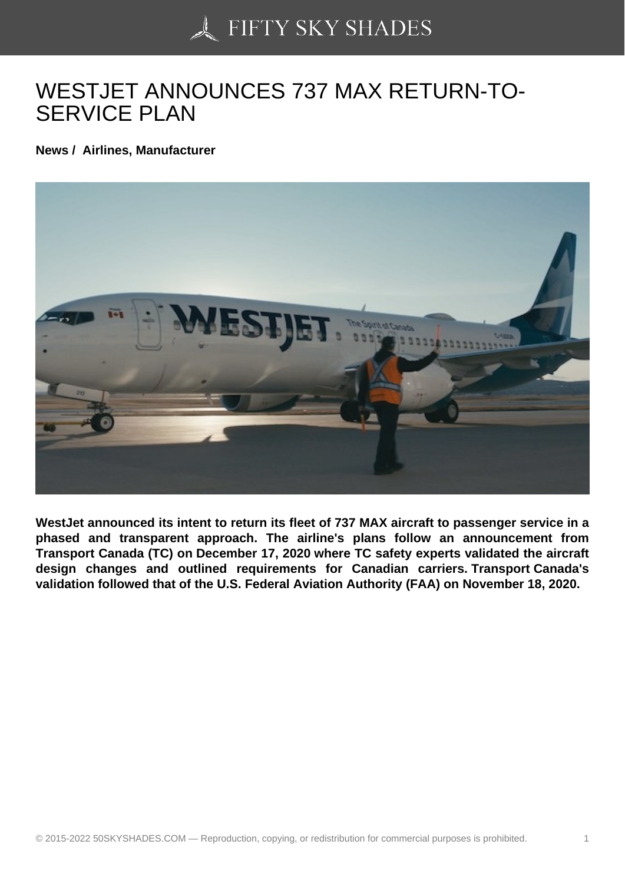# WESTJET ANNOUNCES 737 MAX RETURN-TO-SERVICE PLAN

**News / Airlines, Manufacturer**

**WestJet announced its intent to return its fleet of 737 MAX aircraft to passenger service in a phased and transparent approach. The airline's plans follow an announcement from Transport Canada (TC) on December 17, 2020 where TC safety experts validated the aircraft design changes and outlined requirements for Canadian carriers. Transport Canada's validation followed that of the U.S. Federal Aviation Authority (FAA) on November 18, 2020.**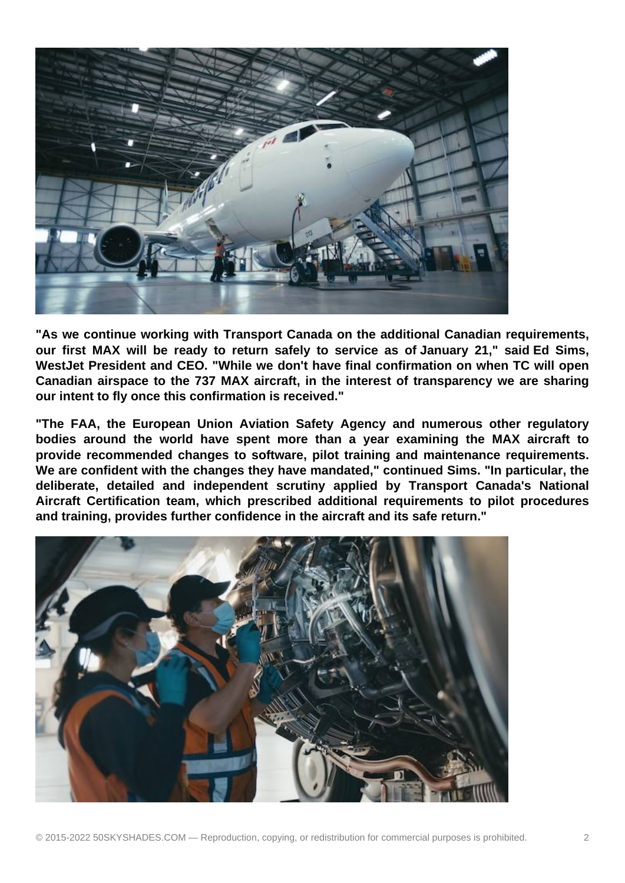**"As we continue working with Transport Canada on the additional Canadian requirements, our first MAX will be ready to return safely to service as of January 21," said Ed Sims, WestJet President and CEO. "While we don't have final confirmation on when TC will open Canadian airspace to the 737 MAX aircraft, in the interest of transparency we are sharing our intent to fly once this confirmation is received."**

**"The FAA, the European Union Aviation Safety Agency and numerous other regulatory bodies around the world have spent more than a year examining the MAX aircraft to provide recommended changes to software, pilot training and maintenance requirements. We are confident with the changes they have mandated," continued Sims. "In particular, the deliberate, detailed and independent scrutiny applied by Transport Canada's National Aircraft Certification team, which prescribed additional requirements to pilot procedures and training, provides further confidence in the aircraft and its safe return."**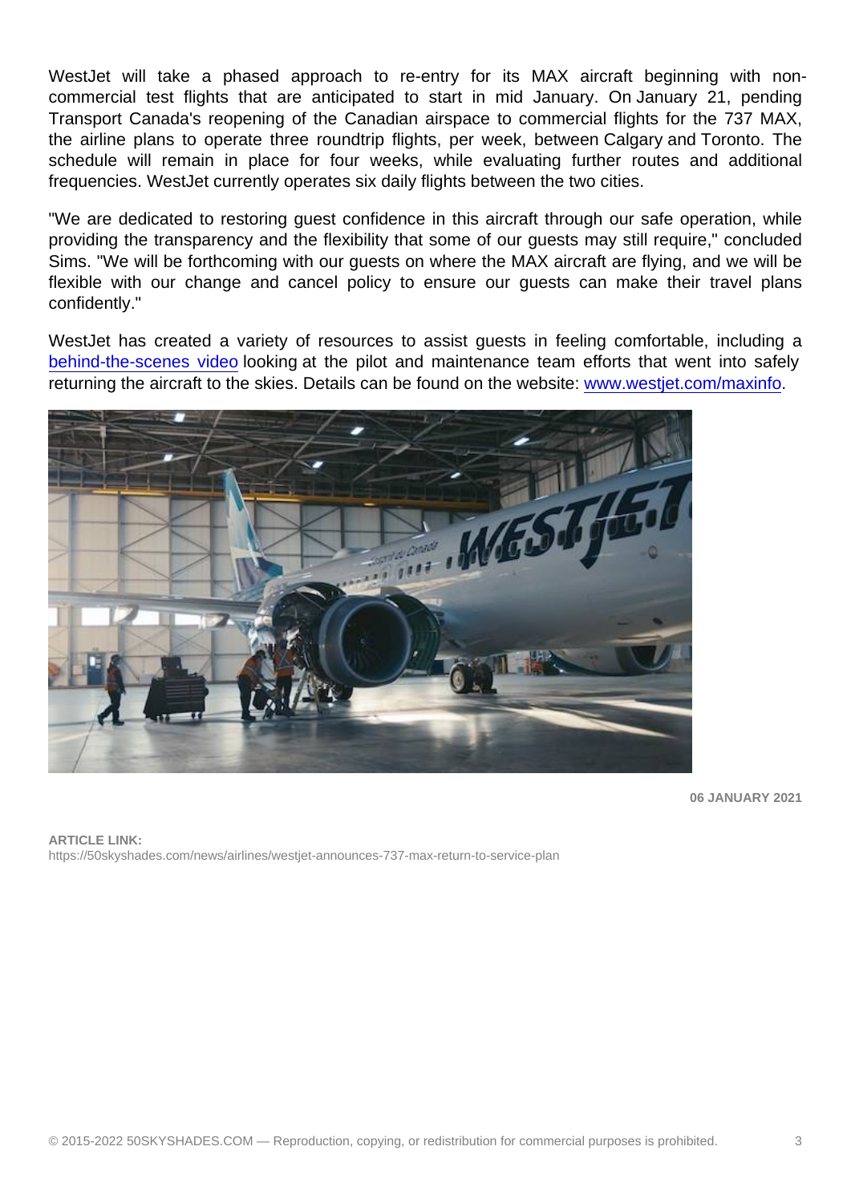WestJet will take a phased approach to re-entry for its MAX aircraft beginning with non-commercial test flights that are anticipated to start in mid January. On January 21, pending Transport Canada's reopening of the Canadian airspace to commercial flights for the 737 MAX, the airline plans to operate three roundtrip flights, per week, between Calgary and Toronto. The schedule will remain in place for four weeks, while evaluating further routes and additional frequencies. WestJet currently operates six daily flights between the two cities.

"We are dedicated to restoring guest confidence in this aircraft through our safe operation, while providing the transparency and the flexibility that some of our guests may still require," concluded Sims. "We will be forthcoming with our guests on where the MAX aircraft are flying, and we will be flexible with our change and cancel policy to ensure our guests can make their travel plans confidently."

WestJet has created a variety of resources to assist guests in feeling comfortable, including a behind-the-scenes video looking at the pilot and maintenance team efforts that went into safely returning the aircraft to the skies. Details can be found on the website: www.westjet.com/maxinfo.

06 JANUARY 2021

**ARTICLE LINK:**
https://50skyshades.com/news/airlines/westjet-announces-737-max-return-to-service-plan